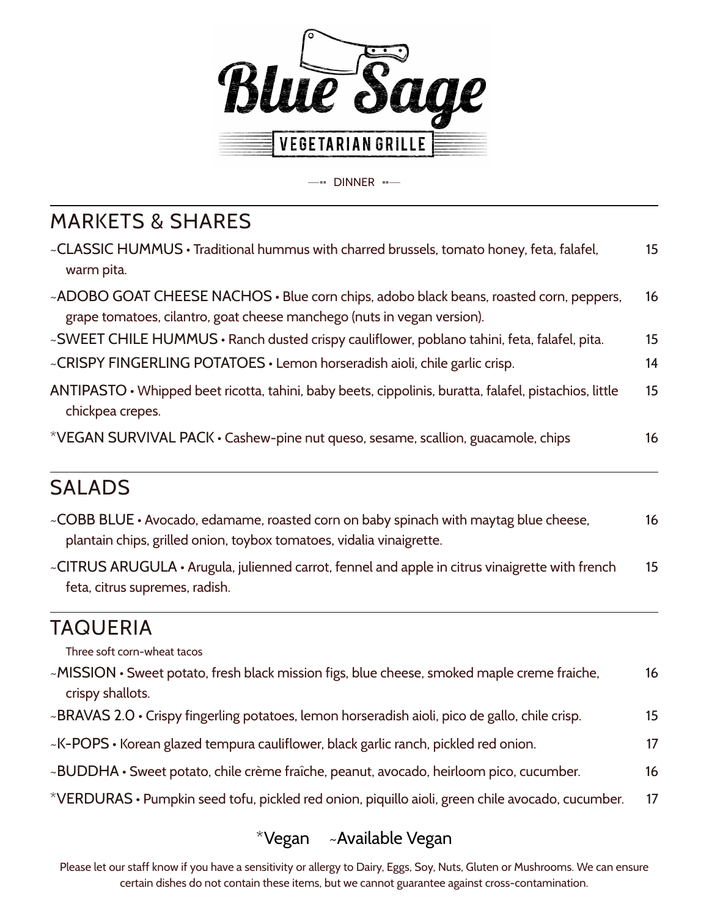# Blue Sage

VEGETARIAN GRILLE

DINNER

## MARKETS & SHARES

~CLASSIC HUMMUS • Traditional hummus with charred brussels, tomato honey, feta, falafel, warm pita. 15

~ADOBO GOAT CHEESE NACHOS • Blue corn chips, adobo black beans, roasted corn, peppers, grape tomatoes, cilantro, goat cheese manchego (nuts in vegan version). 16

~SWEET CHILE HUMMUS • Ranch dusted crispy cauliflower, poblano tahini, feta, falafel, pita. 15

~CRISPY FINGERLING POTATOES • Lemon horseradish aioli, chile garlic crisp. 14

ANTIPASTO • Whipped beet ricotta, tahini, baby beets, cippolinis, buratta, falafel, pistachios, little chickpea crepes. 15

*VEGAN SURVIVAL PACK • Cashew-pine nut queso, sesame, scallion, guacamole, chips 16

## SALADS

~COBB BLUE • Avocado, edamame, roasted corn on baby spinach with maytag blue cheese, plantain chips, grilled onion, toybox tomatoes, vidalia vinaigrette. 16

~CITRUS ARUGULA • Arugula, julienned carrot, fennel and apple in citrus vinaigrette with french feta, citrus supremes, radish. 15

## TAQUERIA

Three soft corn-wheat tacos

~MISSION • Sweet potato, fresh black mission figs, blue cheese, smoked maple creme fraiche, crispy shallots. 16

~BRAVAS 2.0 • Crispy fingerling potatoes, lemon horseradish aioli, pico de gallo, chile crisp. 15

~K-POPS • Korean glazed tempura cauliflower, black garlic ranch, pickled red onion. 17

~BUDDHA • Sweet potato, chile crème fraîche, peanut, avocado, heirloom pico, cucumber. 16

*VERDURAS • Pumpkin seed tofu, pickled red onion, piquillo aioli, green chile avocado, cucumber. 17

*Vegan ~Available Vegan

Please let our staff know if you have a sensitivity or allergy to Dairy, Eggs, Soy, Nuts, Gluten or Mushrooms. We can ensure certain dishes do not contain these items, but we cannot guarantee against cross-contamination.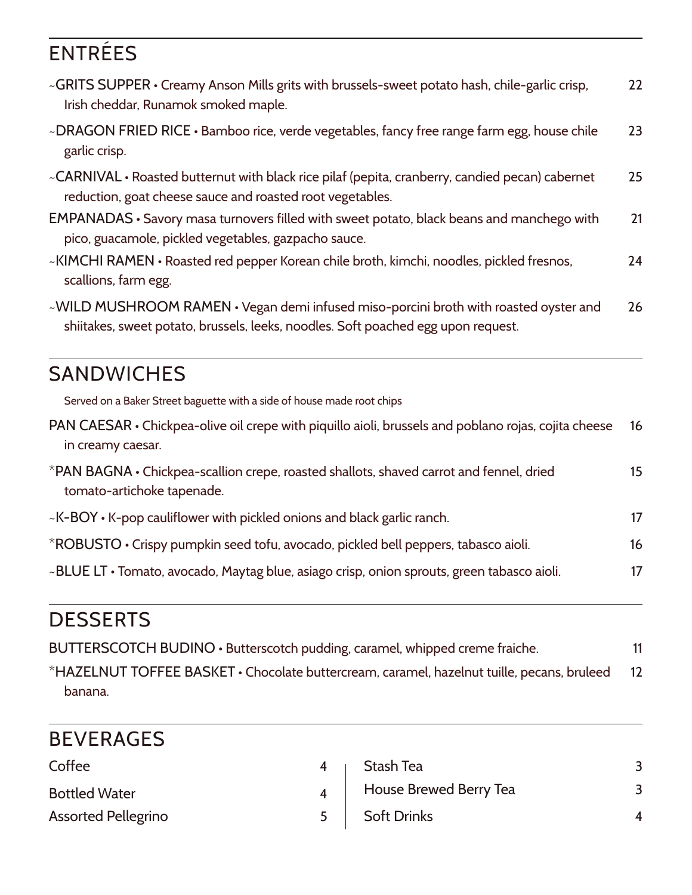## ENTRÉES

~GRITS SUPPER • Creamy Anson Mills grits with brussels-sweet potato hash, chile-garlic crisp, Irish cheddar, Runamok smoked maple. 22

~DRAGON FRIED RICE • Bamboo rice, verde vegetables, fancy free range farm egg, house chile garlic crisp. 23

~CARNIVAL • Roasted butternut with black rice pilaf (pepita, cranberry, candied pecan) cabernet reduction, goat cheese sauce and roasted root vegetables. 25

EMPANADAS • Savory masa turnovers filled with sweet potato, black beans and manchego with pico, guacamole, pickled vegetables, gazpacho sauce. 21

~KIMCHI RAMEN • Roasted red pepper Korean chile broth, kimchi, noodles, pickled fresnos, scallions, farm egg. 24

~WILD MUSHROOM RAMEN • Vegan demi infused miso-porcini broth with roasted oyster and shiitakes, sweet potato, brussels, leeks, noodles. Soft poached egg upon request. 26

## SANDWICHES

Served on a Baker Street baguette with a side of house made root chips

PAN CAESAR • Chickpea-olive oil crepe with piquillo aioli, brussels and poblano rojas, cojita cheese in creamy caesar. 16

*PAN BAGNA • Chickpea-scallion crepe, roasted shallots, shaved carrot and fennel, dried tomato-artichoke tapenade. 15

~K-BOY • K-pop cauliflower with pickled onions and black garlic ranch. 17

*ROBUSTO • Crispy pumpkin seed tofu, avocado, pickled bell peppers, tabasco aioli. 16

~BLUE LT • Tomato, avocado, Maytag blue, asiago crisp, onion sprouts, green tabasco aioli. 17

## DESSERTS

BUTTERSCOTCH BUDINO • Butterscotch pudding, caramel, whipped creme fraiche. 11

*HAZELNUT TOFFEE BASKET • Chocolate buttercream, caramel, hazelnut tuille, pecans, bruleed banana. 12

## BEVERAGES

| | | | |
|---|---|---|---|
| Coffee | 4 | Stash Tea | 3 |
| Bottled Water | 4 | House Brewed Berry Tea | 3 |
| Assorted Pellegrino | 5 | Soft Drinks | 4 |